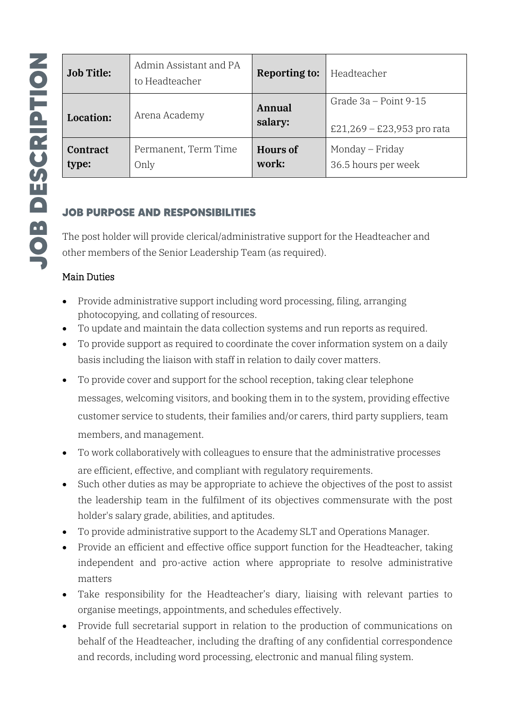# JOB DESCRIPTION

| Job Title: | Admin Assistant and PA to Headteacher | Reporting to: | Headteacher |
| --- | --- | --- | --- |
| Location: | Arena Academy | Annual salary: | Grade 3a – Point 9-15<br><br>£21,269 – £23,953 pro rata |
| Contract type: | Permanent, Term Time Only | Hours of work: | Monday – Friday<br>36.5 hours per week |

## JOB PURPOSE AND RESPONSIBILITIES

The post holder will provide clerical/administrative support for the Headteacher and other members of the Senior Leadership Team (as required).

### Main Duties

- Provide administrative support including word processing, filing, arranging photocopying, and collating of resources.
- To update and maintain the data collection systems and run reports as required.
- To provide support as required to coordinate the cover information system on a daily basis including the liaison with staff in relation to daily cover matters.
- To provide cover and support for the school reception, taking clear telephone messages, welcoming visitors, and booking them in to the system, providing effective customer service to students, their families and/or carers, third party suppliers, team members, and management.
- To work collaboratively with colleagues to ensure that the administrative processes are efficient, effective, and compliant with regulatory requirements.
- Such other duties as may be appropriate to achieve the objectives of the post to assist the leadership team in the fulfilment of its objectives commensurate with the post holder's salary grade, abilities, and aptitudes.
- To provide administrative support to the Academy SLT and Operations Manager.
- Provide an efficient and effective office support function for the Headteacher, taking independent and pro-active action where appropriate to resolve administrative matters
- Take responsibility for the Headteacher's diary, liaising with relevant parties to organise meetings, appointments, and schedules effectively.
- Provide full secretarial support in relation to the production of communications on behalf of the Headteacher, including the drafting of any confidential correspondence and records, including word processing, electronic and manual filing system.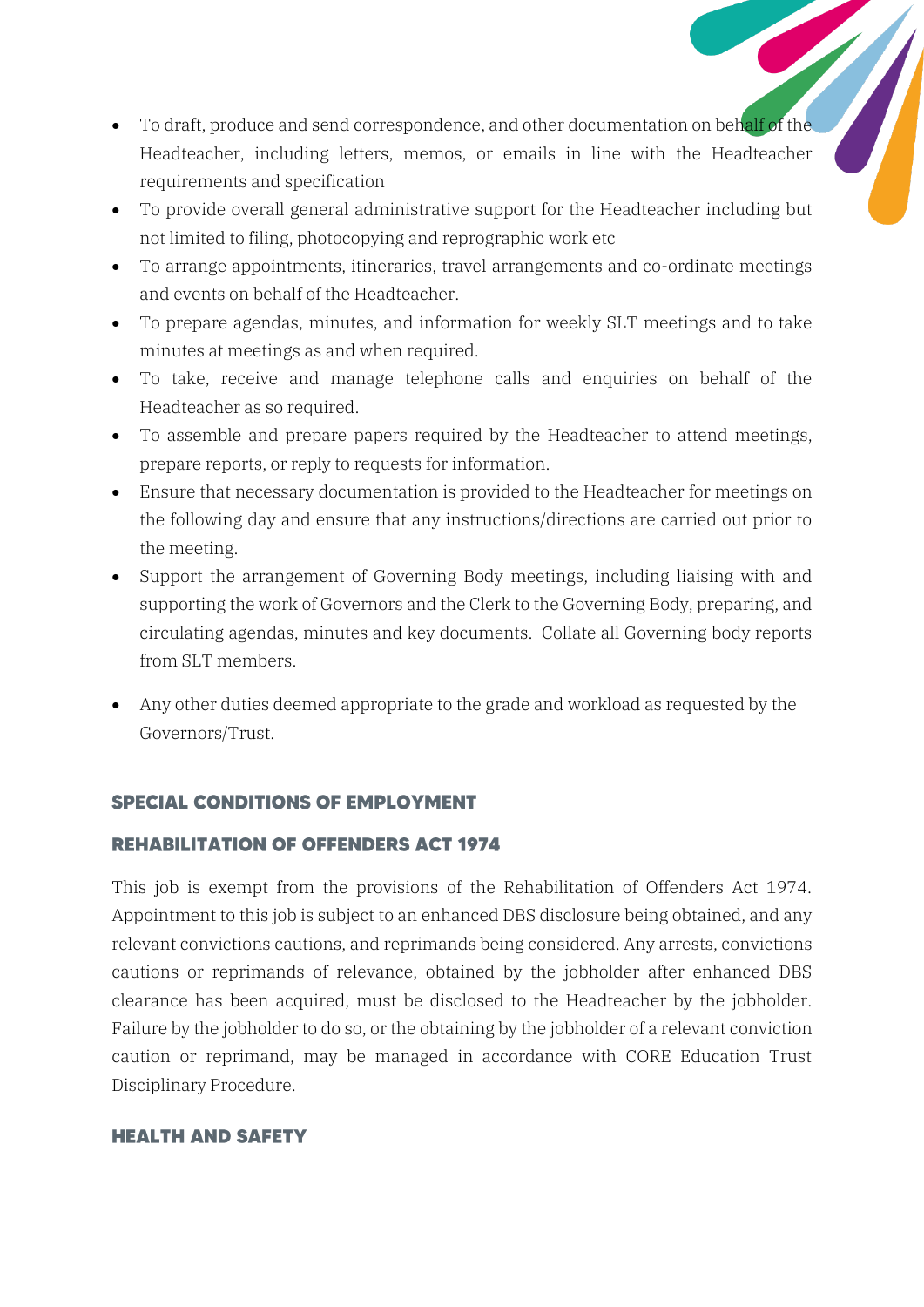- To draft, produce and send correspondence, and other documentation on behalf of the Headteacher, including letters, memos, or emails in line with the Headteacher requirements and specification
- To provide overall general administrative support for the Headteacher including but not limited to filing, photocopying and reprographic work etc
- To arrange appointments, itineraries, travel arrangements and co-ordinate meetings and events on behalf of the Headteacher.
- To prepare agendas, minutes, and information for weekly SLT meetings and to take minutes at meetings as and when required.
- To take, receive and manage telephone calls and enquiries on behalf of the Headteacher as so required.
- To assemble and prepare papers required by the Headteacher to attend meetings, prepare reports, or reply to requests for information.
- Ensure that necessary documentation is provided to the Headteacher for meetings on the following day and ensure that any instructions/directions are carried out prior to the meeting.
- Support the arrangement of Governing Body meetings, including liaising with and supporting the work of Governors and the Clerk to the Governing Body, preparing, and circulating agendas, minutes and key documents. Collate all Governing body reports from SLT members.
- Any other duties deemed appropriate to the grade and workload as requested by the Governors/Trust.

## SPECIAL CONDITIONS OF EMPLOYMENT

### REHABILITATION OF OFFENDERS ACT 1974

This job is exempt from the provisions of the Rehabilitation of Offenders Act 1974. Appointment to this job is subject to an enhanced DBS disclosure being obtained, and any relevant convictions cautions, and reprimands being considered. Any arrests, convictions cautions or reprimands of relevance, obtained by the jobholder after enhanced DBS clearance has been acquired, must be disclosed to the Headteacher by the jobholder. Failure by the jobholder to do so, or the obtaining by the jobholder of a relevant conviction caution or reprimand, may be managed in accordance with CORE Education Trust Disciplinary Procedure.

### HEALTH AND SAFETY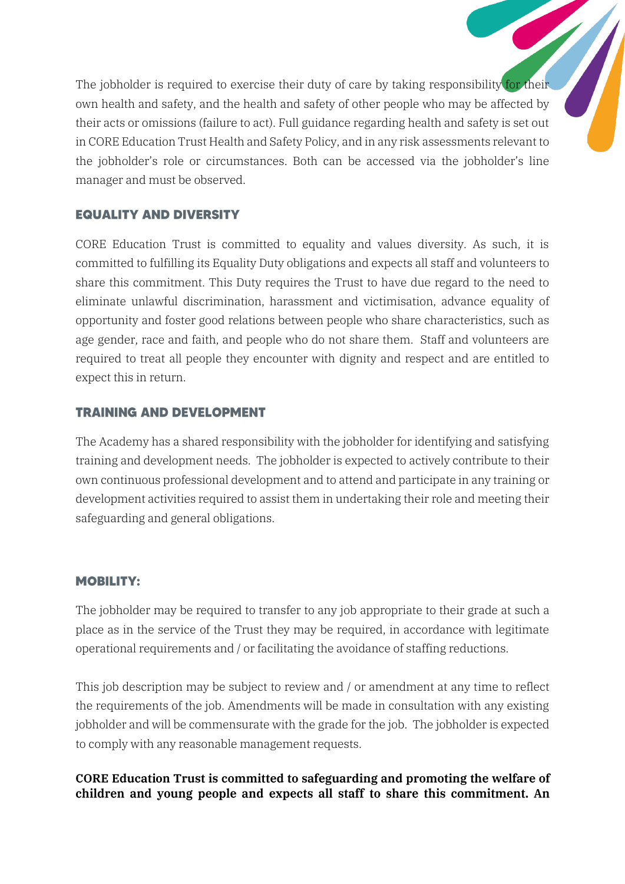The jobholder is required to exercise their duty of care by taking responsibility for their own health and safety, and the health and safety of other people who may be affected by their acts or omissions (failure to act). Full guidance regarding health and safety is set out in CORE Education Trust Health and Safety Policy, and in any risk assessments relevant to the jobholder's role or circumstances. Both can be accessed via the jobholder's line manager and must be observed.

## EQUALITY AND DIVERSITY

CORE Education Trust is committed to equality and values diversity. As such, it is committed to fulfilling its Equality Duty obligations and expects all staff and volunteers to share this commitment. This Duty requires the Trust to have due regard to the need to eliminate unlawful discrimination, harassment and victimisation, advance equality of opportunity and foster good relations between people who share characteristics, such as age gender, race and faith, and people who do not share them. Staff and volunteers are required to treat all people they encounter with dignity and respect and are entitled to expect this in return.

## TRAINING AND DEVELOPMENT

The Academy has a shared responsibility with the jobholder for identifying and satisfying training and development needs. The jobholder is expected to actively contribute to their own continuous professional development and to attend and participate in any training or development activities required to assist them in undertaking their role and meeting their safeguarding and general obligations.

## MOBILITY:

The jobholder may be required to transfer to any job appropriate to their grade at such a place as in the service of the Trust they may be required, in accordance with legitimate operational requirements and / or facilitating the avoidance of staffing reductions.

This job description may be subject to review and / or amendment at any time to reflect the requirements of the job. Amendments will be made in consultation with any existing jobholder and will be commensurate with the grade for the job. The jobholder is expected to comply with any reasonable management requests.

**CORE Education Trust is committed to safeguarding and promoting the welfare of children and young people and expects all staff to share this commitment. An**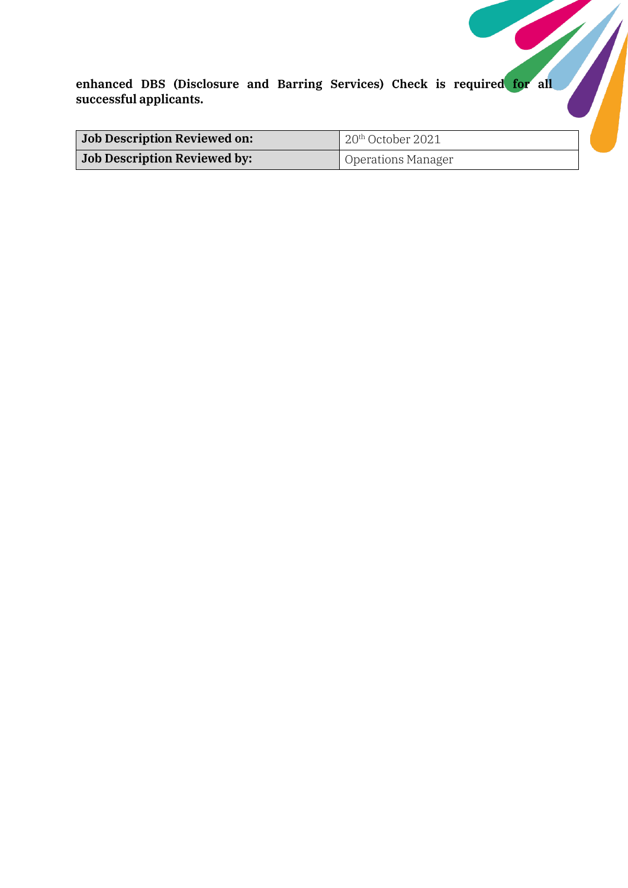**enhanced DBS (Disclosure and Barring Services) Check is required for all successful applicants.**

| **Job Description Reviewed on:** | 20th October 2021 |
|---|---|
| **Job Description Reviewed by:** | Operations Manager |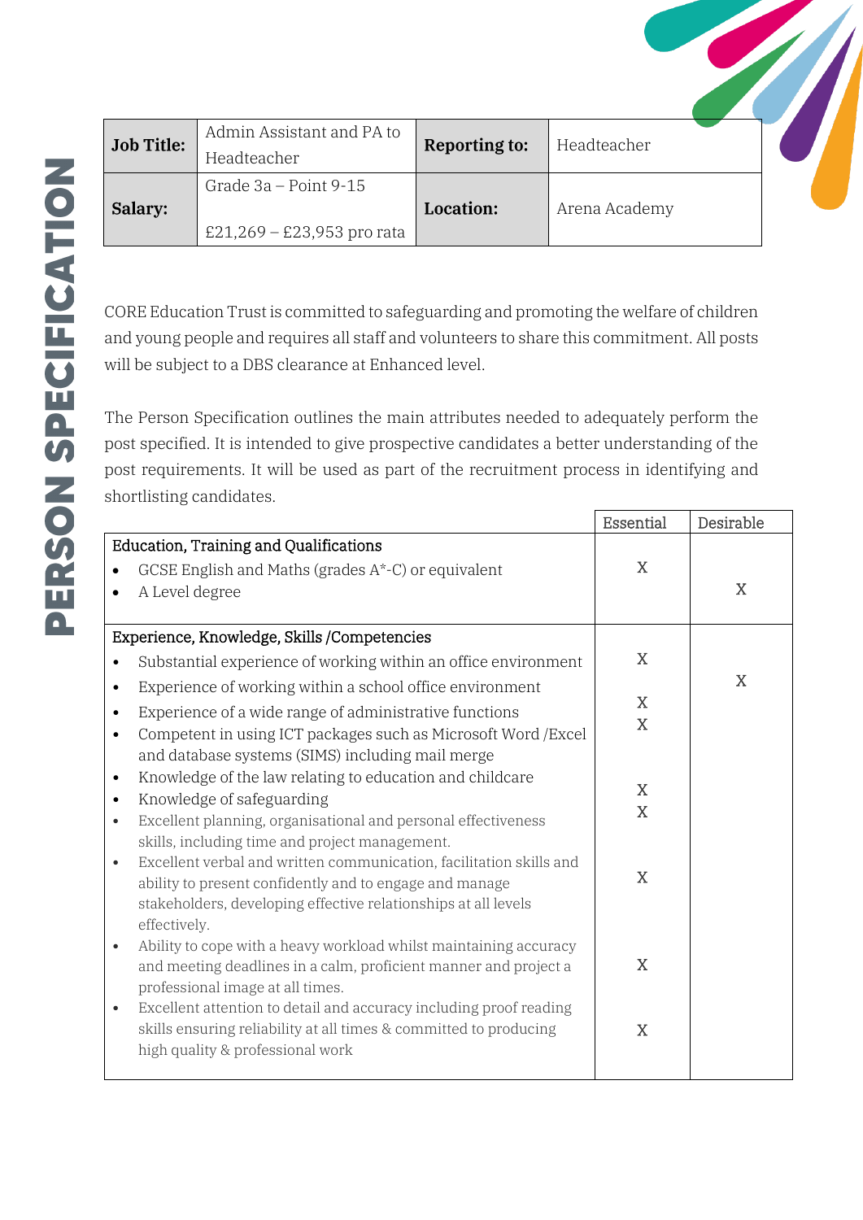# PERSON SPECIFICATION

| **Job Title:** | Admin Assistant and PA to Headteacher | **Reporting to:** | Headteacher |
|---|---|---|---|
| **Salary:** | Grade 3a – Point 9-15<br><br>£21,269 – £23,953 pro rata | **Location:** | Arena Academy |

CORE Education Trust is committed to safeguarding and promoting the welfare of children and young people and requires all staff and volunteers to share this commitment. All posts will be subject to a DBS clearance at Enhanced level.

The Person Specification outlines the main attributes needed to adequately perform the post specified. It is intended to give prospective candidates a better understanding of the post requirements. It will be used as part of the recruitment process in identifying and shortlisting candidates.

| | Essential | Desirable |
|---|---|---|
| **Education, Training and Qualifications** | | |
| • GCSE English and Maths (grades A*-C) or equivalent | X | |
| • A Level degree | | X |
| **Experience, Knowledge, Skills /Competencies** | | |
| • Substantial experience of working within an office environment | X | |
| • Experience of working within a school office environment | | X |
| • Experience of a wide range of administrative functions | X | |
| • Competent in using ICT packages such as Microsoft Word /Excel and database systems (SIMS) including mail merge | X | |
| • Knowledge of the law relating to education and childcare | X | |
| • Knowledge of safeguarding | X | |
| • Excellent planning, organisational and personal effectiveness skills, including time and project management. | X | |
| • Excellent verbal and written communication, facilitation skills and ability to present confidently and to engage and manage stakeholders, developing effective relationships at all levels effectively. | X | |
| • Ability to cope with a heavy workload whilst maintaining accuracy and meeting deadlines in a calm, proficient manner and project a professional image at all times. | X | |
| • Excellent attention to detail and accuracy including proof reading skills ensuring reliability at all times & committed to producing high quality & professional work | X | |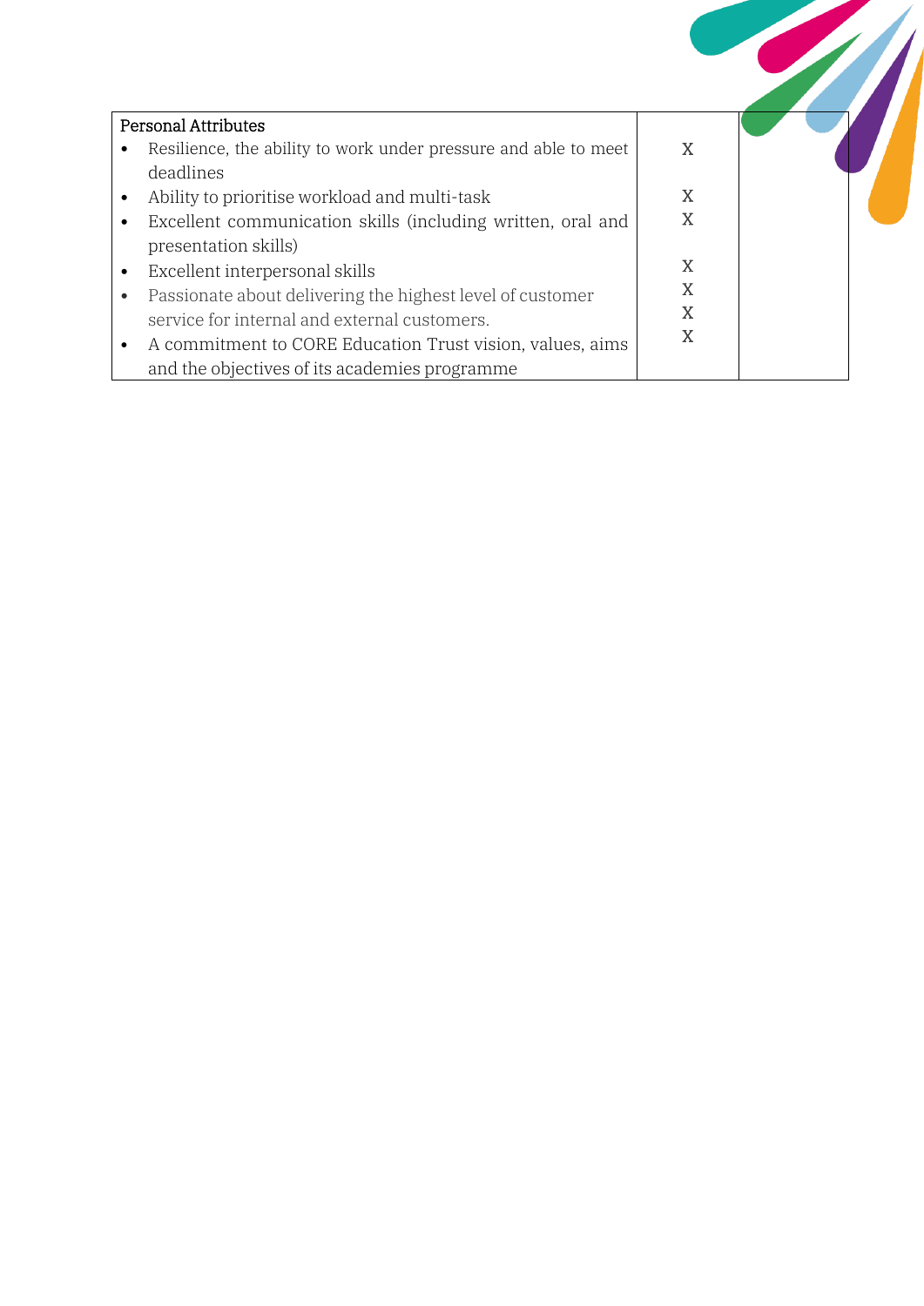| | | |
|---|---|---|
| Personal Attributes | | |
| • Resilience, the ability to work under pressure and able to meet deadlines | X | |
| • Ability to prioritise workload and multi-task | X | |
| • Excellent communication skills (including written, oral and presentation skills) | X | |
| • Excellent interpersonal skills | X | |
| • Passionate about delivering the highest level of customer service for internal and external customers. | X | |
| | X | |
| • A commitment to CORE Education Trust vision, values, aims and the objectives of its academies programme | X | |